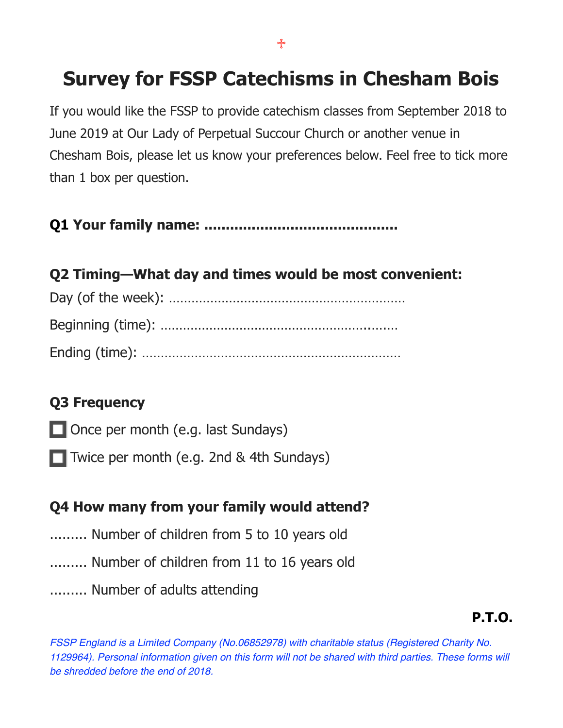✠

# Survey for FSSP Catechisms in Chesham Bois

If you would like the FSSP to provide catechism classes from September 2018 to June 2019 at Our Lady of Perpetual Succour Church or another venue in Chesham Bois, please let us know your preferences below. Feel free to tick more than 1 box per question.

**Q1 Your family name: ...........................................**

**Q2 Timing—What day and times would be most convenient:**

Day (of the week): ............................................................

Beginning (time): ................................................................

Ending (time): ....................................................................

**Q3 Frequency**

☐ Once per month (e.g. last Sundays)

☐ Twice per month (e.g. 2nd & 4th Sundays)

**Q4 How many from your family would attend?**

......... Number of children from 5 to 10 years old

......... Number of children from 11 to 16 years old

......... Number of adults attending

**P.T.O.**

*FSSP England is a Limited Company (No.06852978) with charitable status (Registered Charity No. 1129964). Personal information given on this form will not be shared with third parties. These forms will be shredded before the end of 2018.*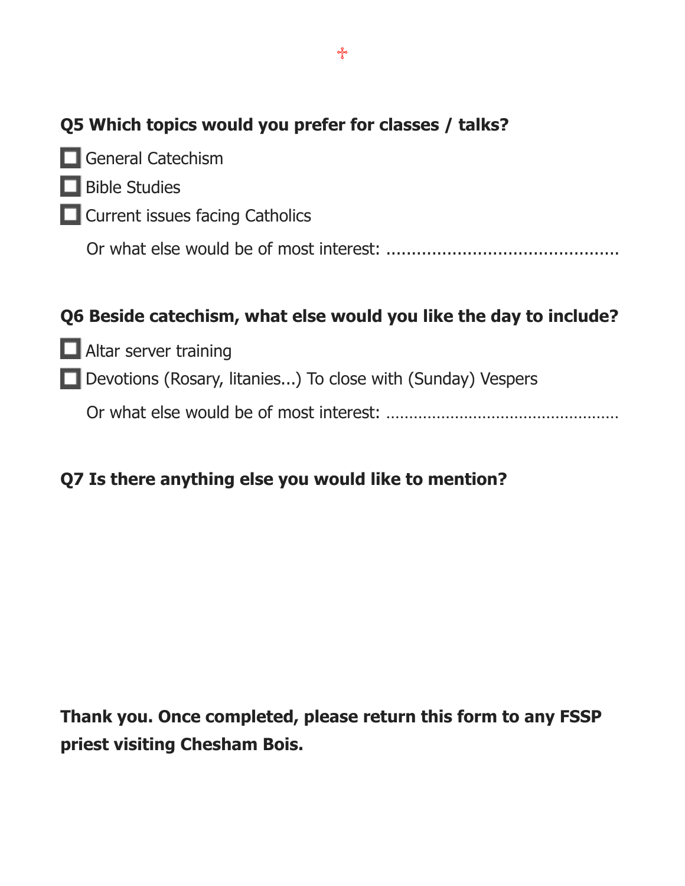✠

**Q5 Which topics would you prefer for classes / talks?**

☐ General Catechism

☐ Bible Studies

☐ Current issues facing Catholics

Or what else would be of most interest: .............................................

**Q6 Beside catechism, what else would you like the day to include?**

☐ Altar server training

☐ Devotions (Rosary, litanies...) To close with (Sunday) Vespers

Or what else would be of most interest: ..................................................

**Q7 Is there anything else you would like to mention?**

**Thank you. Once completed, please return this form to any FSSP priest visiting Chesham Bois.**